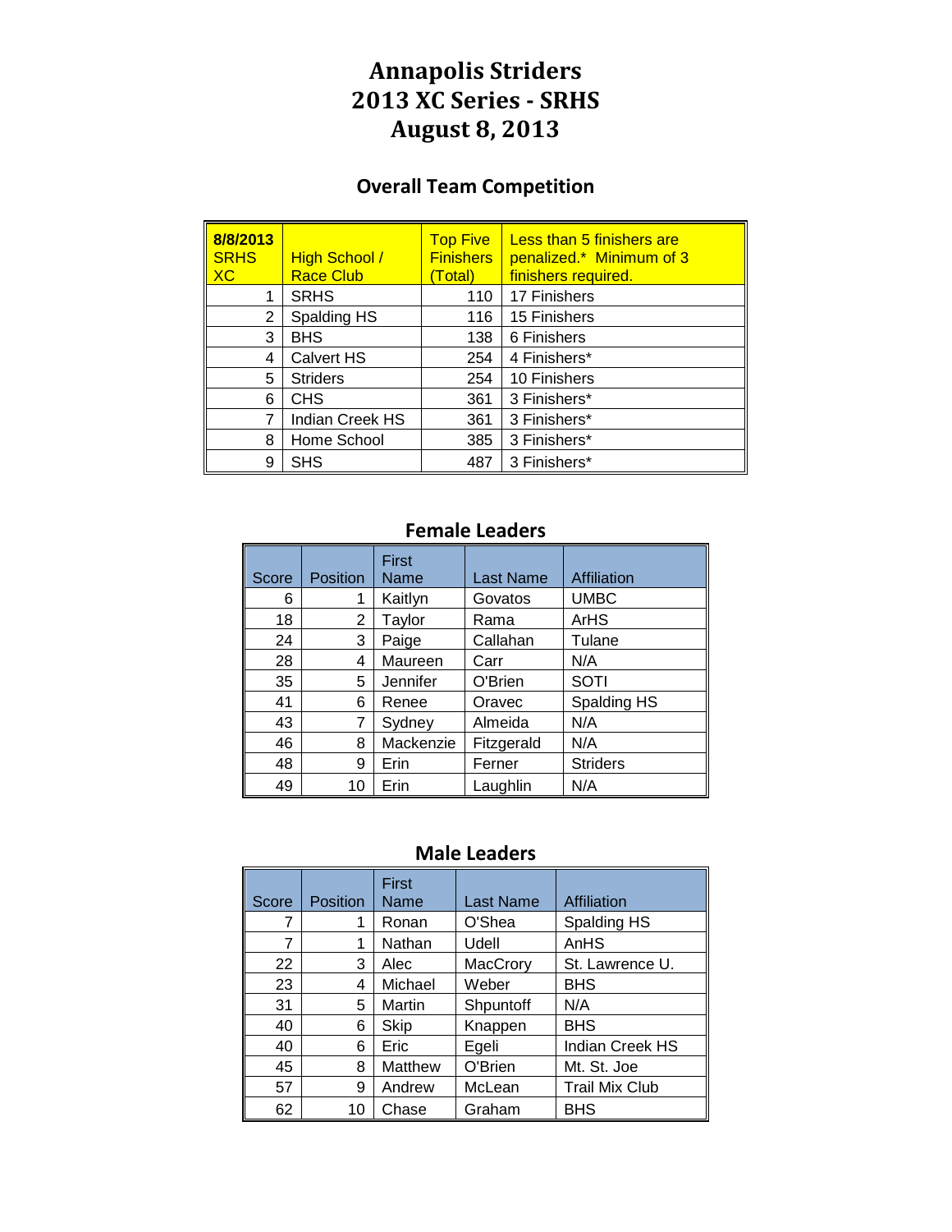# Annapolis Striders
# 2013 XC Series - SRHS
# August 8, 2013

## Overall Team Competition

| 8/8/2013 SRHS XC | High School / Race Club | Top Five Finishers (Total) | Less than 5 finishers are penalized.* Minimum of 3 finishers required. |
|---|---|---|---|
| 1 | SRHS | 110 | 17 Finishers |
| 2 | Spalding HS | 116 | 15 Finishers |
| 3 | BHS | 138 | 6 Finishers |
| 4 | Calvert HS | 254 | 4 Finishers* |
| 5 | Striders | 254 | 10 Finishers |
| 6 | CHS | 361 | 3 Finishers* |
| 7 | Indian Creek HS | 361 | 3 Finishers* |
| 8 | Home School | 385 | 3 Finishers* |
| 9 | SHS | 487 | 3 Finishers* |

## Female Leaders

| Score | Position | First Name | Last Name | Affiliation |
|---|---|---|---|---|
| 6 | 1 | Kaitlyn | Govatos | UMBC |
| 18 | 2 | Taylor | Rama | ArHS |
| 24 | 3 | Paige | Callahan | Tulane |
| 28 | 4 | Maureen | Carr | N/A |
| 35 | 5 | Jennifer | O'Brien | SOTI |
| 41 | 6 | Renee | Oravec | Spalding HS |
| 43 | 7 | Sydney | Almeida | N/A |
| 46 | 8 | Mackenzie | Fitzgerald | N/A |
| 48 | 9 | Erin | Ferner | Striders |
| 49 | 10 | Erin | Laughlin | N/A |

## Male Leaders

| Score | Position | First Name | Last Name | Affiliation |
|---|---|---|---|---|
| 7 | 1 | Ronan | O'Shea | Spalding HS |
| 7 | 1 | Nathan | Udell | AnHS |
| 22 | 3 | Alec | MacCrory | St. Lawrence U. |
| 23 | 4 | Michael | Weber | BHS |
| 31 | 5 | Martin | Shpuntoff | N/A |
| 40 | 6 | Skip | Knappen | BHS |
| 40 | 6 | Eric | Egeli | Indian Creek HS |
| 45 | 8 | Matthew | O'Brien | Mt. St. Joe |
| 57 | 9 | Andrew | McLean | Trail Mix Club |
| 62 | 10 | Chase | Graham | BHS |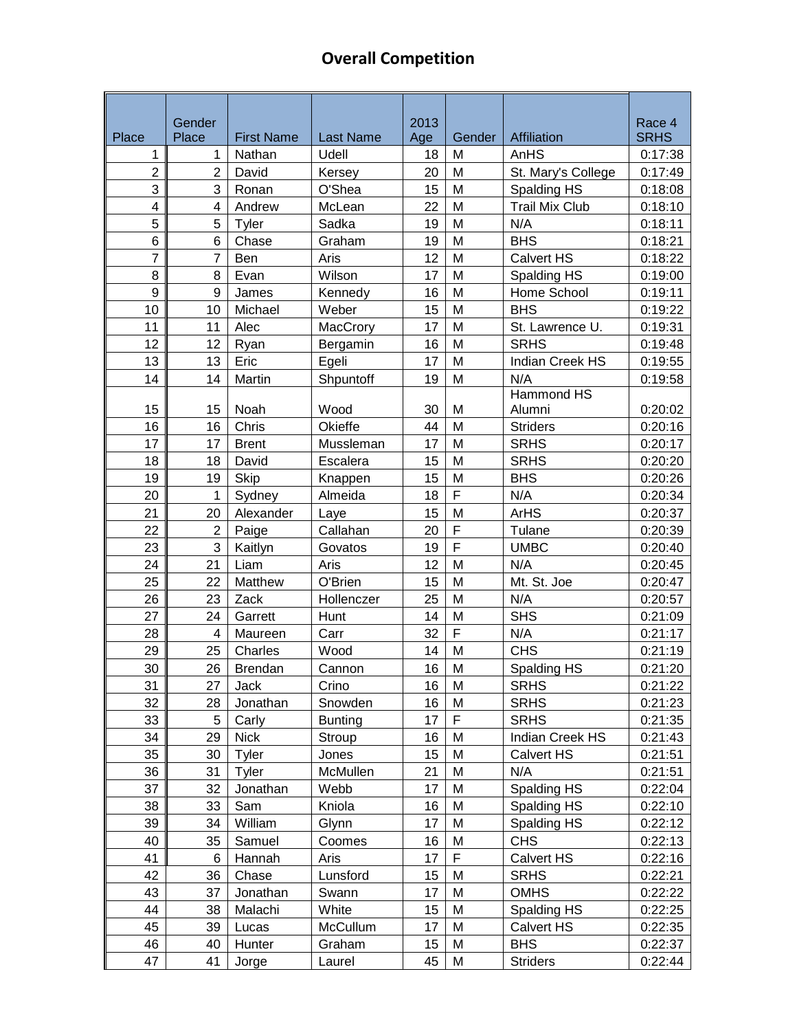# Overall Competition

| Place | Gender Place | First Name | Last Name | 2013 Age | Gender | Affiliation | Race 4 SRHS |
|---|---|---|---|---|---|---|---|
| 1 | 1 | Nathan | Udell | 18 | M | AnHS | 0:17:38 |
| 2 | 2 | David | Kersey | 20 | M | St. Mary's College | 0:17:49 |
| 3 | 3 | Ronan | O'Shea | 15 | M | Spalding HS | 0:18:08 |
| 4 | 4 | Andrew | McLean | 22 | M | Trail Mix Club | 0:18:10 |
| 5 | 5 | Tyler | Sadka | 19 | M | N/A | 0:18:11 |
| 6 | 6 | Chase | Graham | 19 | M | BHS | 0:18:21 |
| 7 | 7 | Ben | Aris | 12 | M | Calvert HS | 0:18:22 |
| 8 | 8 | Evan | Wilson | 17 | M | Spalding HS | 0:19:00 |
| 9 | 9 | James | Kennedy | 16 | M | Home School | 0:19:11 |
| 10 | 10 | Michael | Weber | 15 | M | BHS | 0:19:22 |
| 11 | 11 | Alec | MacCrory | 17 | M | St. Lawrence U. | 0:19:31 |
| 12 | 12 | Ryan | Bergamin | 16 | M | SRHS | 0:19:48 |
| 13 | 13 | Eric | Egeli | 17 | M | Indian Creek HS | 0:19:55 |
| 14 | 14 | Martin | Shpuntoff | 19 | M | N/A | 0:19:58 |
| 15 | 15 | Noah | Wood | 30 | M | Hammond HS Alumni | 0:20:02 |
| 16 | 16 | Chris | Okieffe | 44 | M | Striders | 0:20:16 |
| 17 | 17 | Brent | Mussleman | 17 | M | SRHS | 0:20:17 |
| 18 | 18 | David | Escalera | 15 | M | SRHS | 0:20:20 |
| 19 | 19 | Skip | Knappen | 15 | M | BHS | 0:20:26 |
| 20 | 1 | Sydney | Almeida | 18 | F | N/A | 0:20:34 |
| 21 | 20 | Alexander | Laye | 15 | M | ArHS | 0:20:37 |
| 22 | 2 | Paige | Callahan | 20 | F | Tulane | 0:20:39 |
| 23 | 3 | Kaitlyn | Govatos | 19 | F | UMBC | 0:20:40 |
| 24 | 21 | Liam | Aris | 12 | M | N/A | 0:20:45 |
| 25 | 22 | Matthew | O'Brien | 15 | M | Mt. St. Joe | 0:20:47 |
| 26 | 23 | Zack | Hollenczer | 25 | M | N/A | 0:20:57 |
| 27 | 24 | Garrett | Hunt | 14 | M | SHS | 0:21:09 |
| 28 | 4 | Maureen | Carr | 32 | F | N/A | 0:21:17 |
| 29 | 25 | Charles | Wood | 14 | M | CHS | 0:21:19 |
| 30 | 26 | Brendan | Cannon | 16 | M | Spalding HS | 0:21:20 |
| 31 | 27 | Jack | Crino | 16 | M | SRHS | 0:21:22 |
| 32 | 28 | Jonathan | Snowden | 16 | M | SRHS | 0:21:23 |
| 33 | 5 | Carly | Bunting | 17 | F | SRHS | 0:21:35 |
| 34 | 29 | Nick | Stroup | 16 | M | Indian Creek HS | 0:21:43 |
| 35 | 30 | Tyler | Jones | 15 | M | Calvert HS | 0:21:51 |
| 36 | 31 | Tyler | McMullen | 21 | M | N/A | 0:21:51 |
| 37 | 32 | Jonathan | Webb | 17 | M | Spalding HS | 0:22:04 |
| 38 | 33 | Sam | Kniola | 16 | M | Spalding HS | 0:22:10 |
| 39 | 34 | William | Glynn | 17 | M | Spalding HS | 0:22:12 |
| 40 | 35 | Samuel | Coomes | 16 | M | CHS | 0:22:13 |
| 41 | 6 | Hannah | Aris | 17 | F | Calvert HS | 0:22:16 |
| 42 | 36 | Chase | Lunsford | 15 | M | SRHS | 0:22:21 |
| 43 | 37 | Jonathan | Swann | 17 | M | OMHS | 0:22:22 |
| 44 | 38 | Malachi | White | 15 | M | Spalding HS | 0:22:25 |
| 45 | 39 | Lucas | McCullum | 17 | M | Calvert HS | 0:22:35 |
| 46 | 40 | Hunter | Graham | 15 | M | BHS | 0:22:37 |
| 47 | 41 | Jorge | Laurel | 45 | M | Striders | 0:22:44 |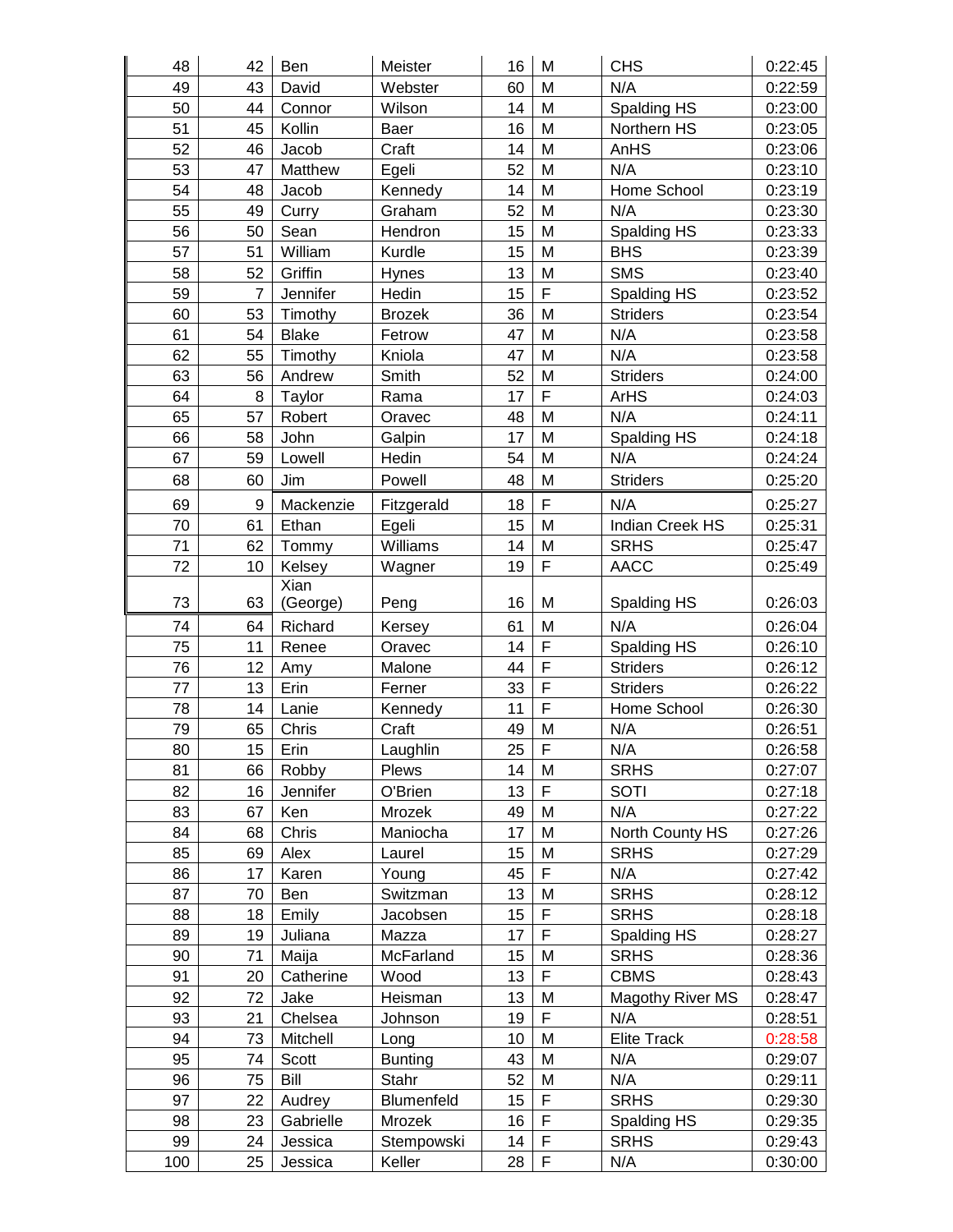| | | | | | | | |
|---|---|---|---|---|---|---|---|
| 48 | 42 | Ben | Meister | 16 | M | CHS | 0:22:45 |
| 49 | 43 | David | Webster | 60 | M | N/A | 0:22:59 |
| 50 | 44 | Connor | Wilson | 14 | M | Spalding HS | 0:23:00 |
| 51 | 45 | Kollin | Baer | 16 | M | Northern HS | 0:23:05 |
| 52 | 46 | Jacob | Craft | 14 | M | AnHS | 0:23:06 |
| 53 | 47 | Matthew | Egeli | 52 | M | N/A | 0:23:10 |
| 54 | 48 | Jacob | Kennedy | 14 | M | Home School | 0:23:19 |
| 55 | 49 | Curry | Graham | 52 | M | N/A | 0:23:30 |
| 56 | 50 | Sean | Hendron | 15 | M | Spalding HS | 0:23:33 |
| 57 | 51 | William | Kurdle | 15 | M | BHS | 0:23:39 |
| 58 | 52 | Griffin | Hynes | 13 | M | SMS | 0:23:40 |
| 59 | 7 | Jennifer | Hedin | 15 | F | Spalding HS | 0:23:52 |
| 60 | 53 | Timothy | Brozek | 36 | M | Striders | 0:23:54 |
| 61 | 54 | Blake | Fetrow | 47 | M | N/A | 0:23:58 |
| 62 | 55 | Timothy | Kniola | 47 | M | N/A | 0:23:58 |
| 63 | 56 | Andrew | Smith | 52 | M | Striders | 0:24:00 |
| 64 | 8 | Taylor | Rama | 17 | F | ArHS | 0:24:03 |
| 65 | 57 | Robert | Oravec | 48 | M | N/A | 0:24:11 |
| 66 | 58 | John | Galpin | 17 | M | Spalding HS | 0:24:18 |
| 67 | 59 | Lowell | Hedin | 54 | M | N/A | 0:24:24 |
| 68 | 60 | Jim | Powell | 48 | M | Striders | 0:25:20 |
| 69 | 9 | Mackenzie | Fitzgerald | 18 | F | N/A | 0:25:27 |
| 70 | 61 | Ethan | Egeli | 15 | M | Indian Creek HS | 0:25:31 |
| 71 | 62 | Tommy | Williams | 14 | M | SRHS | 0:25:47 |
| 72 | 10 | Kelsey | Wagner | 19 | F | AACC | 0:25:49 |
| 73 | 63 | Xian (George) | Peng | 16 | M | Spalding HS | 0:26:03 |
| 74 | 64 | Richard | Kersey | 61 | M | N/A | 0:26:04 |
| 75 | 11 | Renee | Oravec | 14 | F | Spalding HS | 0:26:10 |
| 76 | 12 | Amy | Malone | 44 | F | Striders | 0:26:12 |
| 77 | 13 | Erin | Ferner | 33 | F | Striders | 0:26:22 |
| 78 | 14 | Lanie | Kennedy | 11 | F | Home School | 0:26:30 |
| 79 | 65 | Chris | Craft | 49 | M | N/A | 0:26:51 |
| 80 | 15 | Erin | Laughlin | 25 | F | N/A | 0:26:58 |
| 81 | 66 | Robby | Plews | 14 | M | SRHS | 0:27:07 |
| 82 | 16 | Jennifer | O'Brien | 13 | F | SOTI | 0:27:18 |
| 83 | 67 | Ken | Mrozek | 49 | M | N/A | 0:27:22 |
| 84 | 68 | Chris | Maniocha | 17 | M | North County HS | 0:27:26 |
| 85 | 69 | Alex | Laurel | 15 | M | SRHS | 0:27:29 |
| 86 | 17 | Karen | Young | 45 | F | N/A | 0:27:42 |
| 87 | 70 | Ben | Switzman | 13 | M | SRHS | 0:28:12 |
| 88 | 18 | Emily | Jacobsen | 15 | F | SRHS | 0:28:18 |
| 89 | 19 | Juliana | Mazza | 17 | F | Spalding HS | 0:28:27 |
| 90 | 71 | Maija | McFarland | 15 | M | SRHS | 0:28:36 |
| 91 | 20 | Catherine | Wood | 13 | F | CBMS | 0:28:43 |
| 92 | 72 | Jake | Heisman | 13 | M | Magothy River MS | 0:28:47 |
| 93 | 21 | Chelsea | Johnson | 19 | F | N/A | 0:28:51 |
| 94 | 73 | Mitchell | Long | 10 | M | Elite Track | 0:28:58 |
| 95 | 74 | Scott | Bunting | 43 | M | N/A | 0:29:07 |
| 96 | 75 | Bill | Stahr | 52 | M | N/A | 0:29:11 |
| 97 | 22 | Audrey | Blumenfeld | 15 | F | SRHS | 0:29:30 |
| 98 | 23 | Gabrielle | Mrozek | 16 | F | Spalding HS | 0:29:35 |
| 99 | 24 | Jessica | Stempowski | 14 | F | SRHS | 0:29:43 |
| 100 | 25 | Jessica | Keller | 28 | F | N/A | 0:30:00 |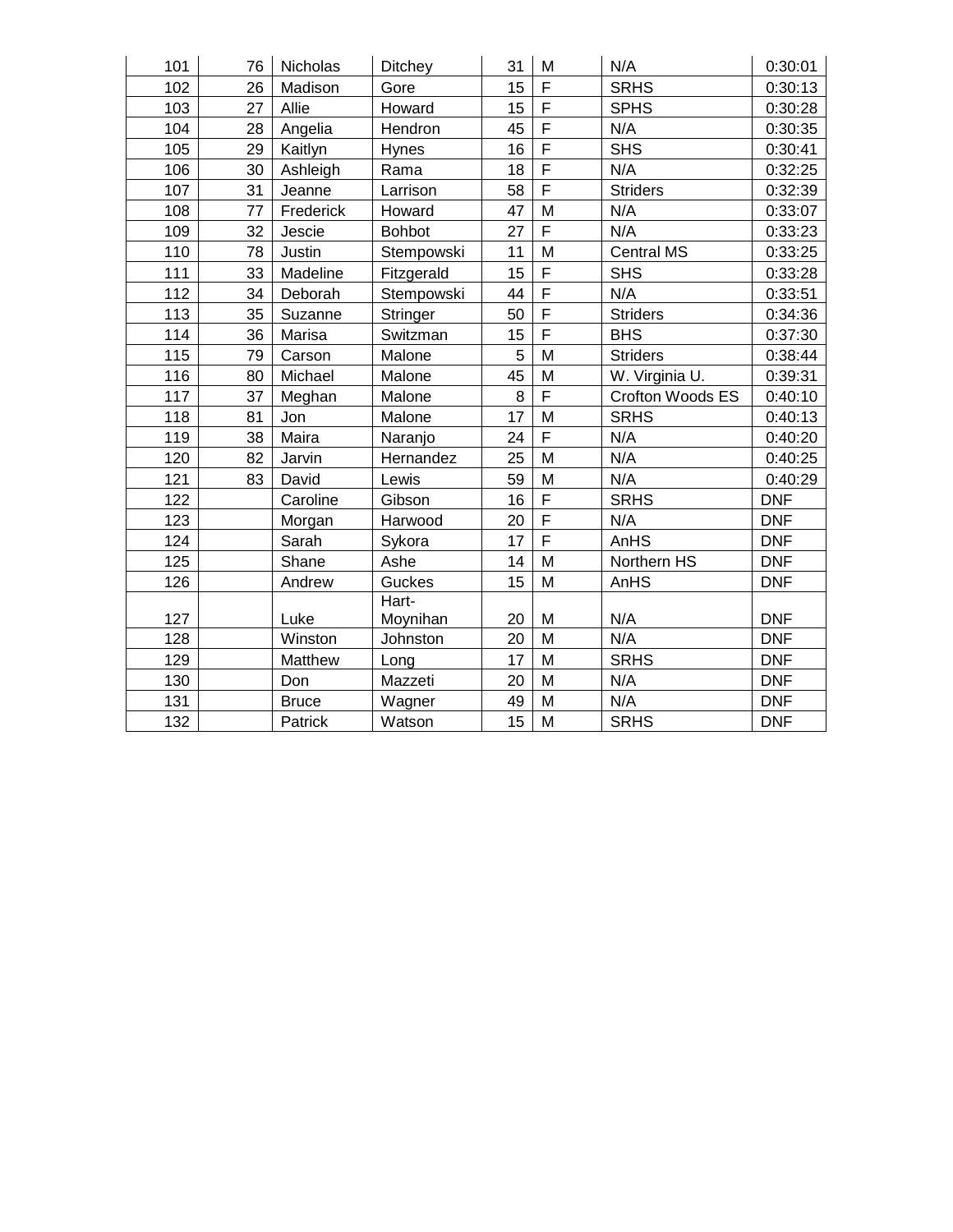| | | | | | | | |
|---|---|---|---|---|---|---|---|
| 101 | 76 | Nicholas | Ditchey | 31 | M | N/A | 0:30:01 |
| 102 | 26 | Madison | Gore | 15 | F | SRHS | 0:30:13 |
| 103 | 27 | Allie | Howard | 15 | F | SPHS | 0:30:28 |
| 104 | 28 | Angelia | Hendron | 45 | F | N/A | 0:30:35 |
| 105 | 29 | Kaitlyn | Hynes | 16 | F | SHS | 0:30:41 |
| 106 | 30 | Ashleigh | Rama | 18 | F | N/A | 0:32:25 |
| 107 | 31 | Jeanne | Larrison | 58 | F | Striders | 0:32:39 |
| 108 | 77 | Frederick | Howard | 47 | M | N/A | 0:33:07 |
| 109 | 32 | Jescie | Bohbot | 27 | F | N/A | 0:33:23 |
| 110 | 78 | Justin | Stempowski | 11 | M | Central MS | 0:33:25 |
| 111 | 33 | Madeline | Fitzgerald | 15 | F | SHS | 0:33:28 |
| 112 | 34 | Deborah | Stempowski | 44 | F | N/A | 0:33:51 |
| 113 | 35 | Suzanne | Stringer | 50 | F | Striders | 0:34:36 |
| 114 | 36 | Marisa | Switzman | 15 | F | BHS | 0:37:30 |
| 115 | 79 | Carson | Malone | 5 | M | Striders | 0:38:44 |
| 116 | 80 | Michael | Malone | 45 | M | W. Virginia U. | 0:39:31 |
| 117 | 37 | Meghan | Malone | 8 | F | Crofton Woods ES | 0:40:10 |
| 118 | 81 | Jon | Malone | 17 | M | SRHS | 0:40:13 |
| 119 | 38 | Maira | Naranjo | 24 | F | N/A | 0:40:20 |
| 120 | 82 | Jarvin | Hernandez | 25 | M | N/A | 0:40:25 |
| 121 | 83 | David | Lewis | 59 | M | N/A | 0:40:29 |
| 122 | | Caroline | Gibson | 16 | F | SRHS | DNF |
| 123 | | Morgan | Harwood | 20 | F | N/A | DNF |
| 124 | | Sarah | Sykora | 17 | F | AnHS | DNF |
| 125 | | Shane | Ashe | 14 | M | Northern HS | DNF |
| 126 | | Andrew | Guckes | 15 | M | AnHS | DNF |
| 127 | | Luke | Hart-Moynihan | 20 | M | N/A | DNF |
| 128 | | Winston | Johnston | 20 | M | N/A | DNF |
| 129 | | Matthew | Long | 17 | M | SRHS | DNF |
| 130 | | Don | Mazzeti | 20 | M | N/A | DNF |
| 131 | | Bruce | Wagner | 49 | M | N/A | DNF |
| 132 | | Patrick | Watson | 15 | M | SRHS | DNF |